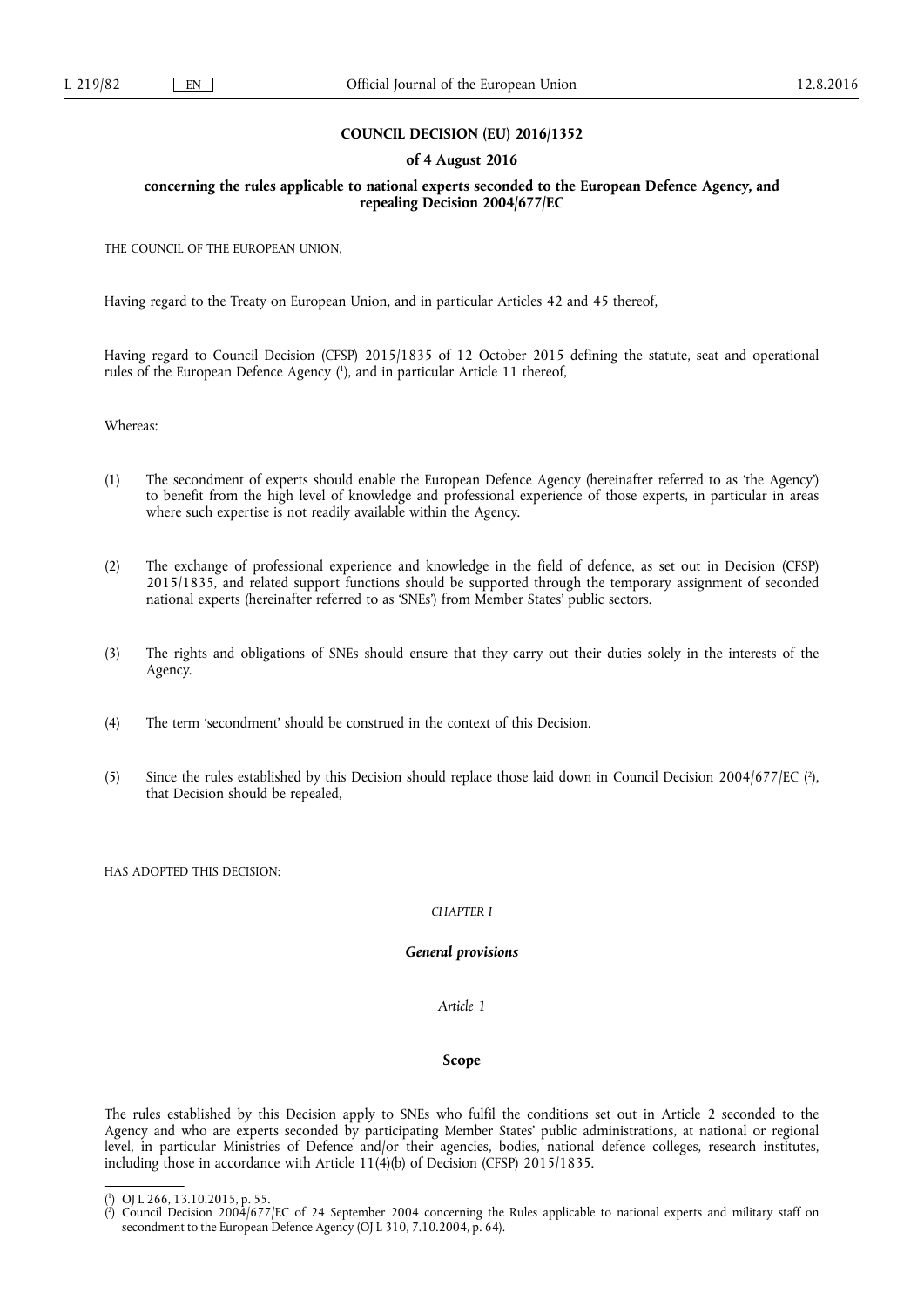# COUNCIL DECISION (EU) 2016/1352

## of 4 August 2016

## concerning the rules applicable to national experts seconded to the European Defence Agency, and repealing Decision 2004/677/EC

THE COUNCIL OF THE EUROPEAN UNION,

Having regard to the Treaty on European Union, and in particular Articles 42 and 45 thereof,

Having regard to Council Decision (CFSP) 2015/1835 of 12 October 2015 defining the statute, seat and operational rules of the European Defence Agency ([1]), and in particular Article 11 thereof,

Whereas:

(1) The secondment of experts should enable the European Defence Agency (hereinafter referred to as 'the Agency') to benefit from the high level of knowledge and professional experience of those experts, in particular in areas where such expertise is not readily available within the Agency.

(2) The exchange of professional experience and knowledge in the field of defence, as set out in Decision (CFSP) 2015/1835, and related support functions should be supported through the temporary assignment of seconded national experts (hereinafter referred to as 'SNEs') from Member States' public sectors.

(3) The rights and obligations of SNEs should ensure that they carry out their duties solely in the interests of the Agency.

(4) The term 'secondment' should be construed in the context of this Decision.

(5) Since the rules established by this Decision should replace those laid down in Council Decision 2004/677/EC ([2]), that Decision should be repealed,

HAS ADOPTED THIS DECISION:

*CHAPTER I*

***General provisions***

*Article 1*

**Scope**

The rules established by this Decision apply to SNEs who fulfil the conditions set out in Article 2 seconded to the Agency and who are experts seconded by participating Member States' public administrations, at national or regional level, in particular Ministries of Defence and/or their agencies, bodies, national defence colleges, research institutes, including those in accordance with Article 11(4)(b) of Decision (CFSP) 2015/1835.

---

([1]) OJ L 266, 13.10.2015, p. 55.

([2]) Council Decision 2004/677/EC of 24 September 2004 concerning the Rules applicable to national experts and military staff on secondment to the European Defence Agency (OJ L 310, 7.10.2004, p. 64).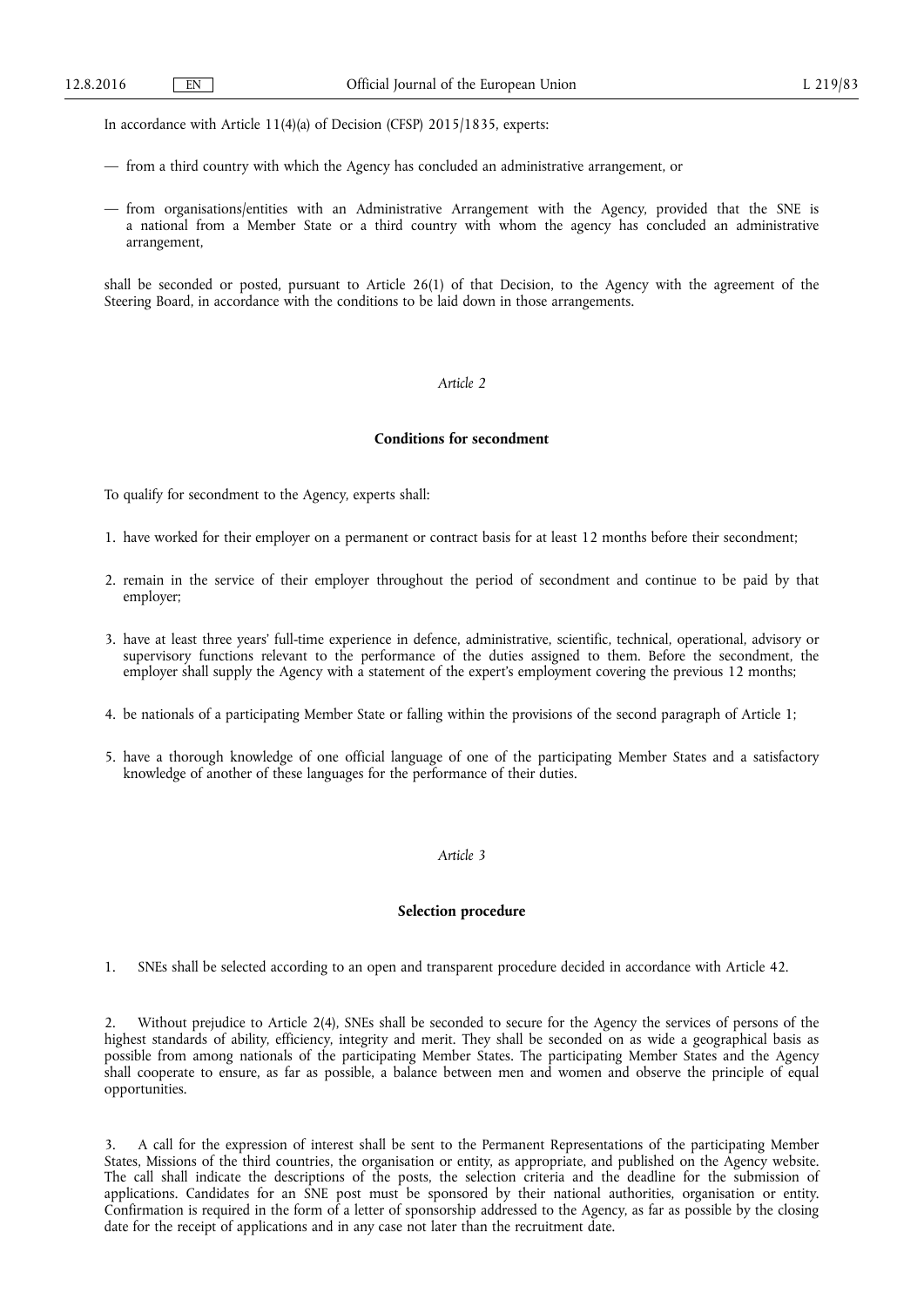In accordance with Article 11(4)(a) of Decision (CFSP) 2015/1835, experts:

— from a third country with which the Agency has concluded an administrative arrangement, or

— from organisations/entities with an Administrative Arrangement with the Agency, provided that the SNE is a national from a Member State or a third country with whom the agency has concluded an administrative arrangement,

shall be seconded or posted, pursuant to Article 26(1) of that Decision, to the Agency with the agreement of the Steering Board, in accordance with the conditions to be laid down in those arrangements.

*Article 2*

**Conditions for secondment**

To qualify for secondment to the Agency, experts shall:

1. have worked for their employer on a permanent or contract basis for at least 12 months before their secondment;

2. remain in the service of their employer throughout the period of secondment and continue to be paid by that employer;

3. have at least three years' full-time experience in defence, administrative, scientific, technical, operational, advisory or supervisory functions relevant to the performance of the duties assigned to them. Before the secondment, the employer shall supply the Agency with a statement of the expert's employment covering the previous 12 months;

4. be nationals of a participating Member State or falling within the provisions of the second paragraph of Article 1;

5. have a thorough knowledge of one official language of one of the participating Member States and a satisfactory knowledge of another of these languages for the performance of their duties.

*Article 3*

**Selection procedure**

1. SNEs shall be selected according to an open and transparent procedure decided in accordance with Article 42.

2. Without prejudice to Article 2(4), SNEs shall be seconded to secure for the Agency the services of persons of the highest standards of ability, efficiency, integrity and merit. They shall be seconded on as wide a geographical basis as possible from among nationals of the participating Member States. The participating Member States and the Agency shall cooperate to ensure, as far as possible, a balance between men and women and observe the principle of equal opportunities.

3. A call for the expression of interest shall be sent to the Permanent Representations of the participating Member States, Missions of the third countries, the organisation or entity, as appropriate, and published on the Agency website. The call shall indicate the descriptions of the posts, the selection criteria and the deadline for the submission of applications. Candidates for an SNE post must be sponsored by their national authorities, organisation or entity. Confirmation is required in the form of a letter of sponsorship addressed to the Agency, as far as possible by the closing date for the receipt of applications and in any case not later than the recruitment date.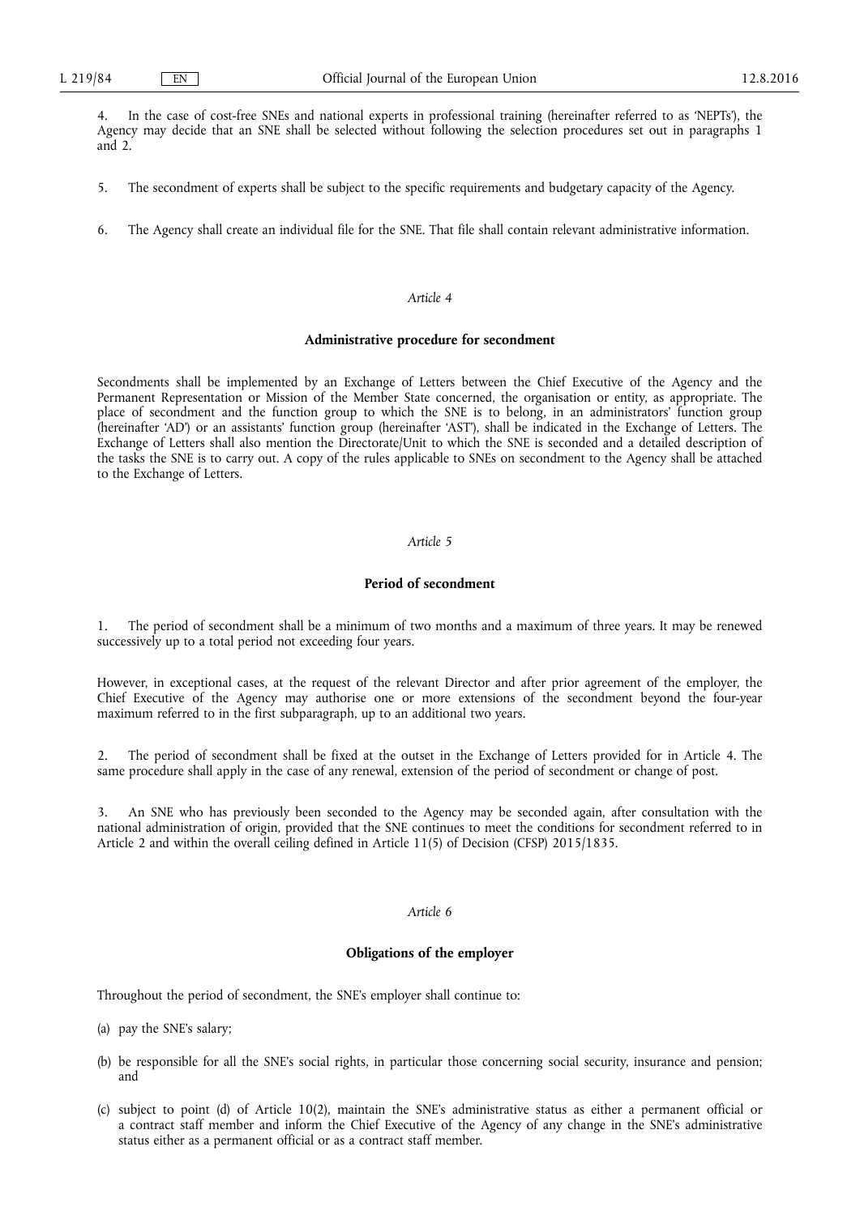4. In the case of cost-free SNEs and national experts in professional training (hereinafter referred to as 'NEPTs'), the Agency may decide that an SNE shall be selected without following the selection procedures set out in paragraphs 1 and 2.

5. The secondment of experts shall be subject to the specific requirements and budgetary capacity of the Agency.

6. The Agency shall create an individual file for the SNE. That file shall contain relevant administrative information.

*Article 4*

**Administrative procedure for secondment**

Secondments shall be implemented by an Exchange of Letters between the Chief Executive of the Agency and the Permanent Representation or Mission of the Member State concerned, the organisation or entity, as appropriate. The place of secondment and the function group to which the SNE is to belong, in an administrators' function group (hereinafter 'AD') or an assistants' function group (hereinafter 'AST'), shall be indicated in the Exchange of Letters. The Exchange of Letters shall also mention the Directorate/Unit to which the SNE is seconded and a detailed description of the tasks the SNE is to carry out. A copy of the rules applicable to SNEs on secondment to the Agency shall be attached to the Exchange of Letters.

*Article 5*

**Period of secondment**

1. The period of secondment shall be a minimum of two months and a maximum of three years. It may be renewed successively up to a total period not exceeding four years.

However, in exceptional cases, at the request of the relevant Director and after prior agreement of the employer, the Chief Executive of the Agency may authorise one or more extensions of the secondment beyond the four-year maximum referred to in the first subparagraph, up to an additional two years.

2. The period of secondment shall be fixed at the outset in the Exchange of Letters provided for in Article 4. The same procedure shall apply in the case of any renewal, extension of the period of secondment or change of post.

3. An SNE who has previously been seconded to the Agency may be seconded again, after consultation with the national administration of origin, provided that the SNE continues to meet the conditions for secondment referred to in Article 2 and within the overall ceiling defined in Article 11(5) of Decision (CFSP) 2015/1835.

*Article 6*

**Obligations of the employer**

Throughout the period of secondment, the SNE's employer shall continue to:

(a) pay the SNE's salary;

(b) be responsible for all the SNE's social rights, in particular those concerning social security, insurance and pension; and

(c) subject to point (d) of Article 10(2), maintain the SNE's administrative status as either a permanent official or a contract staff member and inform the Chief Executive of the Agency of any change in the SNE's administrative status either as a permanent official or as a contract staff member.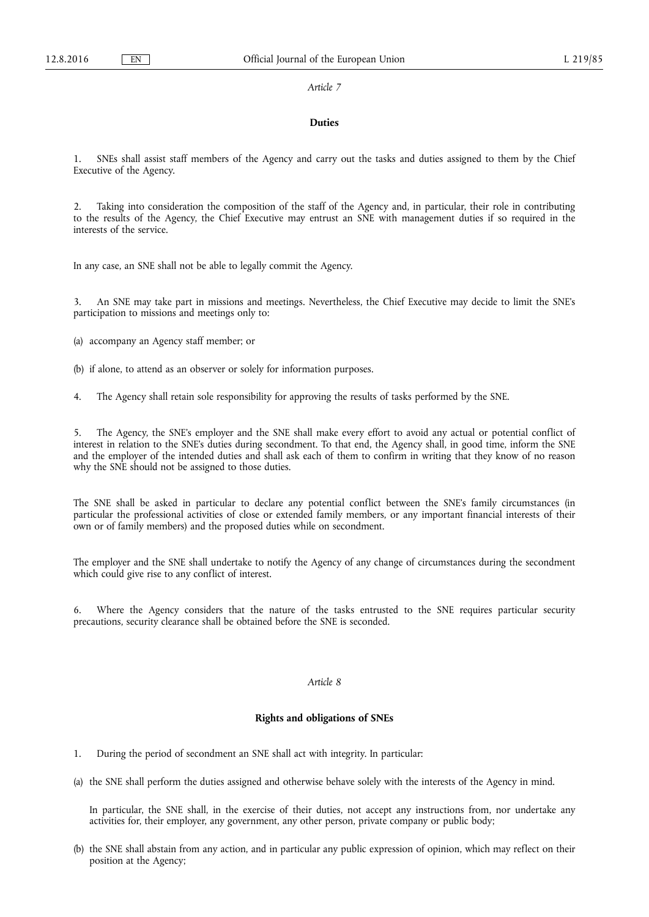*Article 7*

**Duties**

1. SNEs shall assist staff members of the Agency and carry out the tasks and duties assigned to them by the Chief Executive of the Agency.

2. Taking into consideration the composition of the staff of the Agency and, in particular, their role in contributing to the results of the Agency, the Chief Executive may entrust an SNE with management duties if so required in the interests of the service.

In any case, an SNE shall not be able to legally commit the Agency.

3. An SNE may take part in missions and meetings. Nevertheless, the Chief Executive may decide to limit the SNE's participation to missions and meetings only to:

(a) accompany an Agency staff member; or

(b) if alone, to attend as an observer or solely for information purposes.

4. The Agency shall retain sole responsibility for approving the results of tasks performed by the SNE.

5. The Agency, the SNE's employer and the SNE shall make every effort to avoid any actual or potential conflict of interest in relation to the SNE's duties during secondment. To that end, the Agency shall, in good time, inform the SNE and the employer of the intended duties and shall ask each of them to confirm in writing that they know of no reason why the SNE should not be assigned to those duties.

The SNE shall be asked in particular to declare any potential conflict between the SNE's family circumstances (in particular the professional activities of close or extended family members, or any important financial interests of their own or of family members) and the proposed duties while on secondment.

The employer and the SNE shall undertake to notify the Agency of any change of circumstances during the secondment which could give rise to any conflict of interest.

6. Where the Agency considers that the nature of the tasks entrusted to the SNE requires particular security precautions, security clearance shall be obtained before the SNE is seconded.

*Article 8*

**Rights and obligations of SNEs**

1. During the period of secondment an SNE shall act with integrity. In particular:

(a) the SNE shall perform the duties assigned and otherwise behave solely with the interests of the Agency in mind.

   In particular, the SNE shall, in the exercise of their duties, not accept any instructions from, nor undertake any activities for, their employer, any government, any other person, private company or public body;

(b) the SNE shall abstain from any action, and in particular any public expression of opinion, which may reflect on their position at the Agency;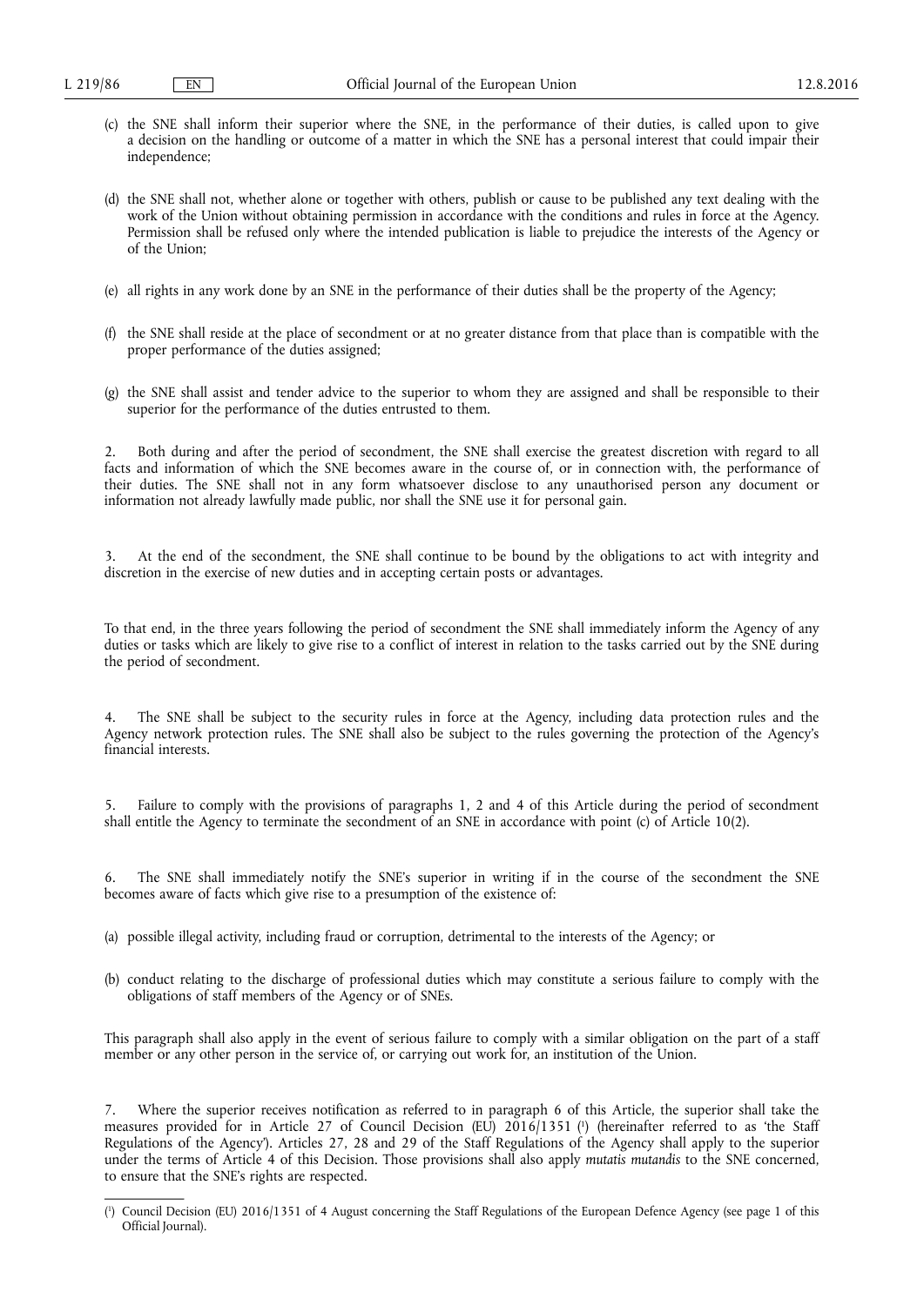(c) the SNE shall inform their superior where the SNE, in the performance of their duties, is called upon to give a decision on the handling or outcome of a matter in which the SNE has a personal interest that could impair their independence;

(d) the SNE shall not, whether alone or together with others, publish or cause to be published any text dealing with the work of the Union without obtaining permission in accordance with the conditions and rules in force at the Agency. Permission shall be refused only where the intended publication is liable to prejudice the interests of the Agency or of the Union;

(e) all rights in any work done by an SNE in the performance of their duties shall be the property of the Agency;

(f) the SNE shall reside at the place of secondment or at no greater distance from that place than is compatible with the proper performance of the duties assigned;

(g) the SNE shall assist and tender advice to the superior to whom they are assigned and shall be responsible to their superior for the performance of the duties entrusted to them.

2. Both during and after the period of secondment, the SNE shall exercise the greatest discretion with regard to all facts and information of which the SNE becomes aware in the course of, or in connection with, the performance of their duties. The SNE shall not in any form whatsoever disclose to any unauthorised person any document or information not already lawfully made public, nor shall the SNE use it for personal gain.

3. At the end of the secondment, the SNE shall continue to be bound by the obligations to act with integrity and discretion in the exercise of new duties and in accepting certain posts or advantages.

To that end, in the three years following the period of secondment the SNE shall immediately inform the Agency of any duties or tasks which are likely to give rise to a conflict of interest in relation to the tasks carried out by the SNE during the period of secondment.

4. The SNE shall be subject to the security rules in force at the Agency, including data protection rules and the Agency network protection rules. The SNE shall also be subject to the rules governing the protection of the Agency's financial interests.

5. Failure to comply with the provisions of paragraphs 1, 2 and 4 of this Article during the period of secondment shall entitle the Agency to terminate the secondment of an SNE in accordance with point (c) of Article 10(2).

6. The SNE shall immediately notify the SNE's superior in writing if in the course of the secondment the SNE becomes aware of facts which give rise to a presumption of the existence of:

(a) possible illegal activity, including fraud or corruption, detrimental to the interests of the Agency; or

(b) conduct relating to the discharge of professional duties which may constitute a serious failure to comply with the obligations of staff members of the Agency or of SNEs.

This paragraph shall also apply in the event of serious failure to comply with a similar obligation on the part of a staff member or any other person in the service of, or carrying out work for, an institution of the Union.

7. Where the superior receives notification as referred to in paragraph 6 of this Article, the superior shall take the measures provided for in Article 27 of Council Decision (EU) 2016/1351 [1] (hereinafter referred to as 'the Staff Regulations of the Agency'). Articles 27, 28 and 29 of the Staff Regulations of the Agency shall apply to the superior under the terms of Article 4 of this Decision. Those provisions shall also apply *mutatis mutandis* to the SNE concerned, to ensure that the SNE's rights are respected.

---

[1] Council Decision (EU) 2016/1351 of 4 August concerning the Staff Regulations of the European Defence Agency (see page 1 of this Official Journal).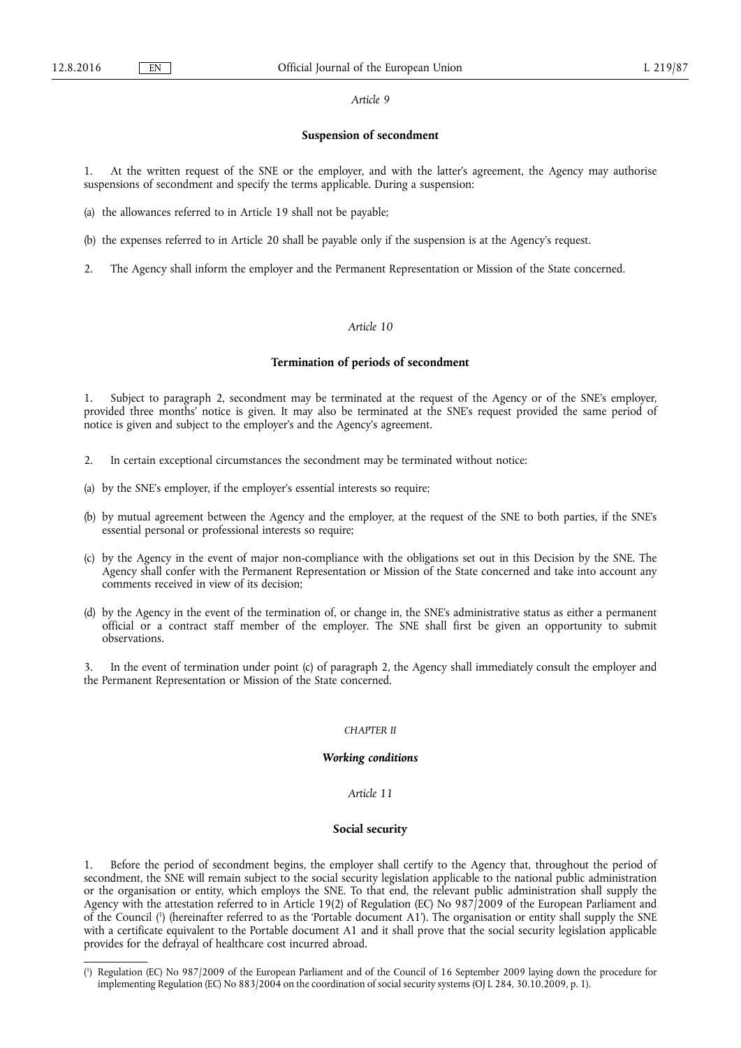*Article 9*

**Suspension of secondment**

1. At the written request of the SNE or the employer, and with the latter's agreement, the Agency may authorise suspensions of secondment and specify the terms applicable. During a suspension:

(a) the allowances referred to in Article 19 shall not be payable;

(b) the expenses referred to in Article 20 shall be payable only if the suspension is at the Agency's request.

2. The Agency shall inform the employer and the Permanent Representation or Mission of the State concerned.

*Article 10*

**Termination of periods of secondment**

1. Subject to paragraph 2, secondment may be terminated at the request of the Agency or of the SNE's employer, provided three months' notice is given. It may also be terminated at the SNE's request provided the same period of notice is given and subject to the employer's and the Agency's agreement.

2. In certain exceptional circumstances the secondment may be terminated without notice:

(a) by the SNE's employer, if the employer's essential interests so require;

(b) by mutual agreement between the Agency and the employer, at the request of the SNE to both parties, if the SNE's essential personal or professional interests so require;

(c) by the Agency in the event of major non-compliance with the obligations set out in this Decision by the SNE. The Agency shall confer with the Permanent Representation or Mission of the State concerned and take into account any comments received in view of its decision;

(d) by the Agency in the event of the termination of, or change in, the SNE's administrative status as either a permanent official or a contract staff member of the employer. The SNE shall first be given an opportunity to submit observations.

3. In the event of termination under point (c) of paragraph 2, the Agency shall immediately consult the employer and the Permanent Representation or Mission of the State concerned.

*CHAPTER II*

***Working conditions***

*Article 11*

**Social security**

1. Before the period of secondment begins, the employer shall certify to the Agency that, throughout the period of secondment, the SNE will remain subject to the social security legislation applicable to the national public administration or the organisation or entity, which employs the SNE. To that end, the relevant public administration shall supply the Agency with the attestation referred to in Article 19(2) of Regulation (EC) No 987/2009 of the European Parliament and of the Council [1] (hereinafter referred to as the 'Portable document A1'). The organisation or entity shall supply the SNE with a certificate equivalent to the Portable document A1 and it shall prove that the social security legislation applicable provides for the defrayal of healthcare cost incurred abroad.

---

[1] Regulation (EC) No 987/2009 of the European Parliament and of the Council of 16 September 2009 laying down the procedure for implementing Regulation (EC) No 883/2004 on the coordination of social security systems (OJ L 284, 30.10.2009, p. 1).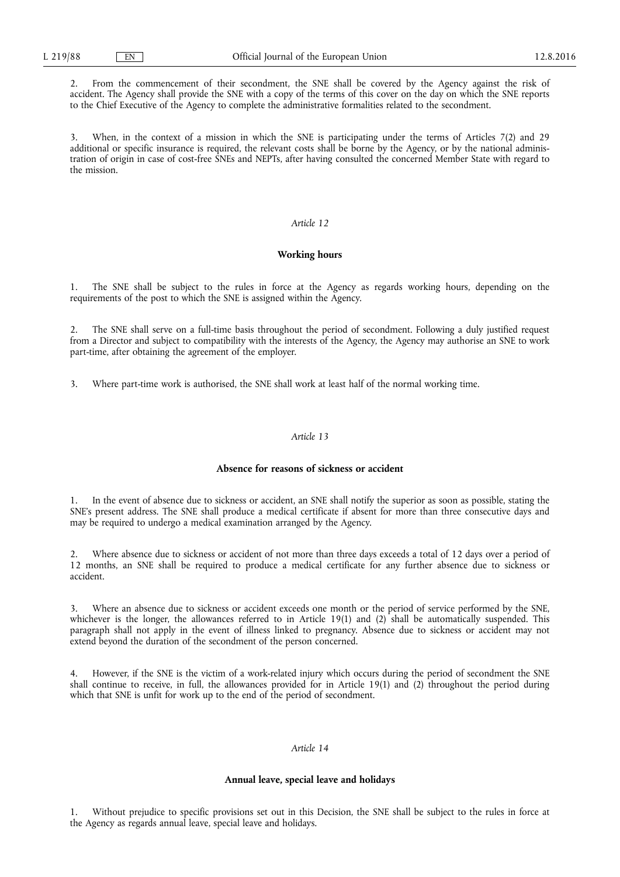2. From the commencement of their secondment, the SNE shall be covered by the Agency against the risk of accident. The Agency shall provide the SNE with a copy of the terms of this cover on the day on which the SNE reports to the Chief Executive of the Agency to complete the administrative formalities related to the secondment.

3. When, in the context of a mission in which the SNE is participating under the terms of Articles 7(2) and 29 additional or specific insurance is required, the relevant costs shall be borne by the Agency, or by the national administration of origin in case of cost-free SNEs and NEPTs, after having consulted the concerned Member State with regard to the mission.

### *Article 12*

### **Working hours**

1. The SNE shall be subject to the rules in force at the Agency as regards working hours, depending on the requirements of the post to which the SNE is assigned within the Agency.

2. The SNE shall serve on a full-time basis throughout the period of secondment. Following a duly justified request from a Director and subject to compatibility with the interests of the Agency, the Agency may authorise an SNE to work part-time, after obtaining the agreement of the employer.

3. Where part-time work is authorised, the SNE shall work at least half of the normal working time.

### *Article 13*

### **Absence for reasons of sickness or accident**

1. In the event of absence due to sickness or accident, an SNE shall notify the superior as soon as possible, stating the SNE's present address. The SNE shall produce a medical certificate if absent for more than three consecutive days and may be required to undergo a medical examination arranged by the Agency.

2. Where absence due to sickness or accident of not more than three days exceeds a total of 12 days over a period of 12 months, an SNE shall be required to produce a medical certificate for any further absence due to sickness or accident.

3. Where an absence due to sickness or accident exceeds one month or the period of service performed by the SNE, whichever is the longer, the allowances referred to in Article 19(1) and (2) shall be automatically suspended. This paragraph shall not apply in the event of illness linked to pregnancy. Absence due to sickness or accident may not extend beyond the duration of the secondment of the person concerned.

4. However, if the SNE is the victim of a work-related injury which occurs during the period of secondment the SNE shall continue to receive, in full, the allowances provided for in Article 19(1) and (2) throughout the period during which that SNE is unfit for work up to the end of the period of secondment.

### *Article 14*

### **Annual leave, special leave and holidays**

1. Without prejudice to specific provisions set out in this Decision, the SNE shall be subject to the rules in force at the Agency as regards annual leave, special leave and holidays.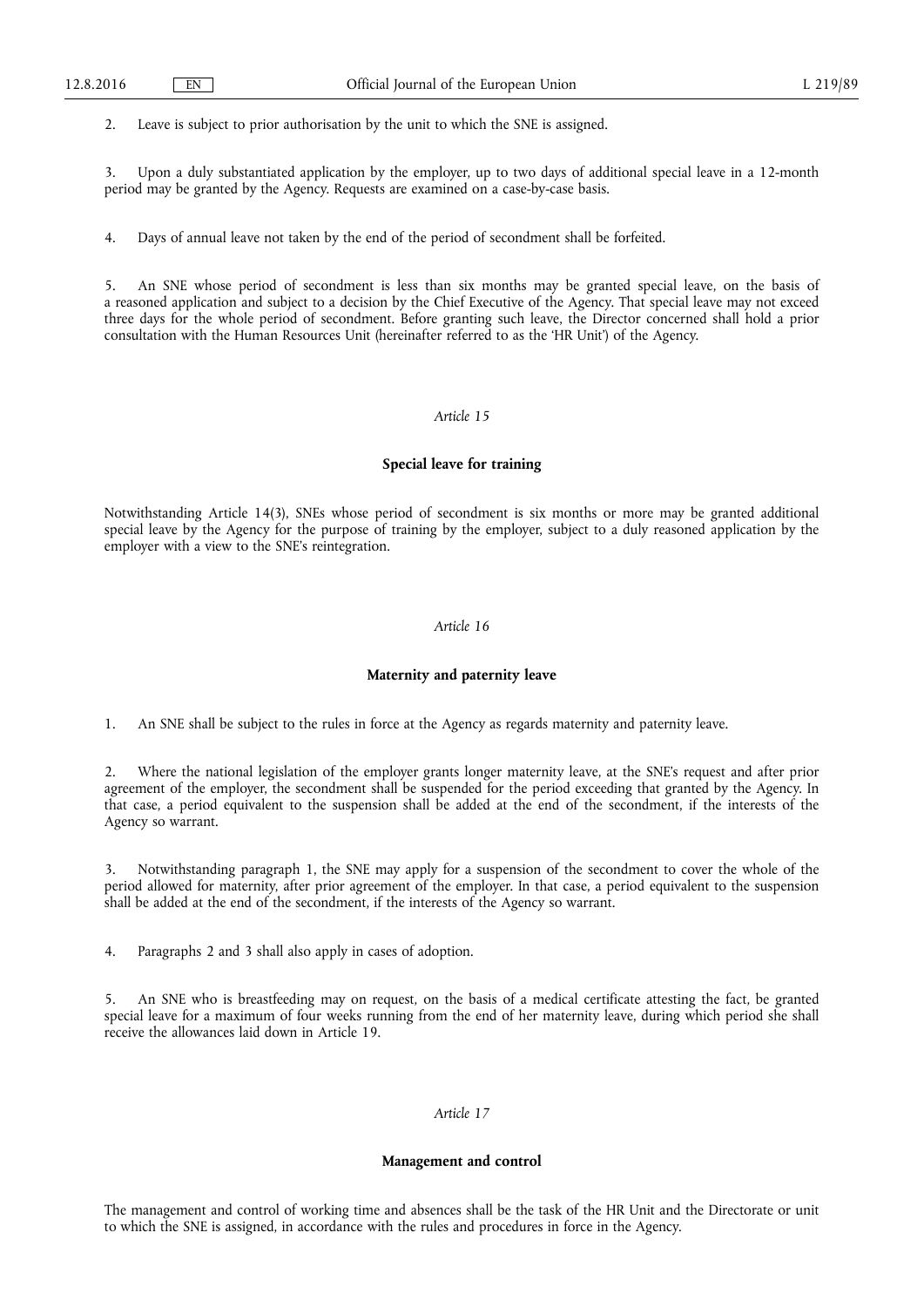2. Leave is subject to prior authorisation by the unit to which the SNE is assigned.

3. Upon a duly substantiated application by the employer, up to two days of additional special leave in a 12-month period may be granted by the Agency. Requests are examined on a case-by-case basis.

4. Days of annual leave not taken by the end of the period of secondment shall be forfeited.

5. An SNE whose period of secondment is less than six months may be granted special leave, on the basis of a reasoned application and subject to a decision by the Chief Executive of the Agency. That special leave may not exceed three days for the whole period of secondment. Before granting such leave, the Director concerned shall hold a prior consultation with the Human Resources Unit (hereinafter referred to as the 'HR Unit') of the Agency.

*Article 15*

**Special leave for training**

Notwithstanding Article 14(3), SNEs whose period of secondment is six months or more may be granted additional special leave by the Agency for the purpose of training by the employer, subject to a duly reasoned application by the employer with a view to the SNE's reintegration.

*Article 16*

**Maternity and paternity leave**

1. An SNE shall be subject to the rules in force at the Agency as regards maternity and paternity leave.

2. Where the national legislation of the employer grants longer maternity leave, at the SNE's request and after prior agreement of the employer, the secondment shall be suspended for the period exceeding that granted by the Agency. In that case, a period equivalent to the suspension shall be added at the end of the secondment, if the interests of the Agency so warrant.

3. Notwithstanding paragraph 1, the SNE may apply for a suspension of the secondment to cover the whole of the period allowed for maternity, after prior agreement of the employer. In that case, a period equivalent to the suspension shall be added at the end of the secondment, if the interests of the Agency so warrant.

4. Paragraphs 2 and 3 shall also apply in cases of adoption.

5. An SNE who is breastfeeding may on request, on the basis of a medical certificate attesting the fact, be granted special leave for a maximum of four weeks running from the end of her maternity leave, during which period she shall receive the allowances laid down in Article 19.

*Article 17*

**Management and control**

The management and control of working time and absences shall be the task of the HR Unit and the Directorate or unit to which the SNE is assigned, in accordance with the rules and procedures in force in the Agency.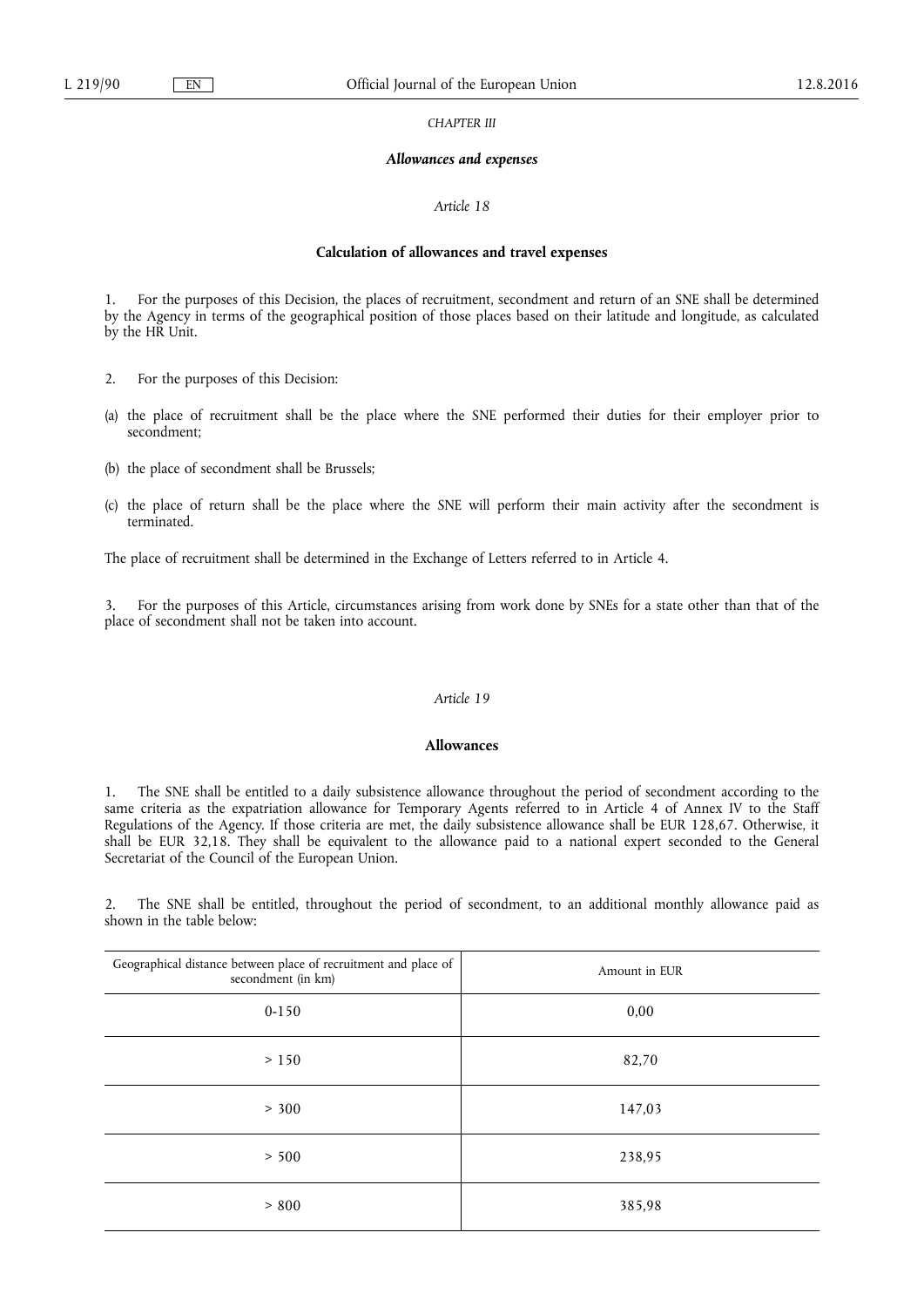*CHAPTER III*

***Allowances and expenses***

*Article 18*

**Calculation of allowances and travel expenses**

1. For the purposes of this Decision, the places of recruitment, secondment and return of an SNE shall be determined by the Agency in terms of the geographical position of those places based on their latitude and longitude, as calculated by the HR Unit.

2. For the purposes of this Decision:

(a) the place of recruitment shall be the place where the SNE performed their duties for their employer prior to secondment;

(b) the place of secondment shall be Brussels;

(c) the place of return shall be the place where the SNE will perform their main activity after the secondment is terminated.

The place of recruitment shall be determined in the Exchange of Letters referred to in Article 4.

3. For the purposes of this Article, circumstances arising from work done by SNEs for a state other than that of the place of secondment shall not be taken into account.

*Article 19*

**Allowances**

1. The SNE shall be entitled to a daily subsistence allowance throughout the period of secondment according to the same criteria as the expatriation allowance for Temporary Agents referred to in Article 4 of Annex IV to the Staff Regulations of the Agency. If those criteria are met, the daily subsistence allowance shall be EUR 128,67. Otherwise, it shall be EUR 32,18. They shall be equivalent to the allowance paid to a national expert seconded to the General Secretariat of the Council of the European Union.

2. The SNE shall be entitled, throughout the period of secondment, to an additional monthly allowance paid as shown in the table below:

| Geographical distance between place of recruitment and place of secondment (in km) | Amount in EUR |
|---|---|
| 0-150 | 0,00 |
| > 150 | 82,70 |
| > 300 | 147,03 |
| > 500 | 238,95 |
| > 800 | 385,98 |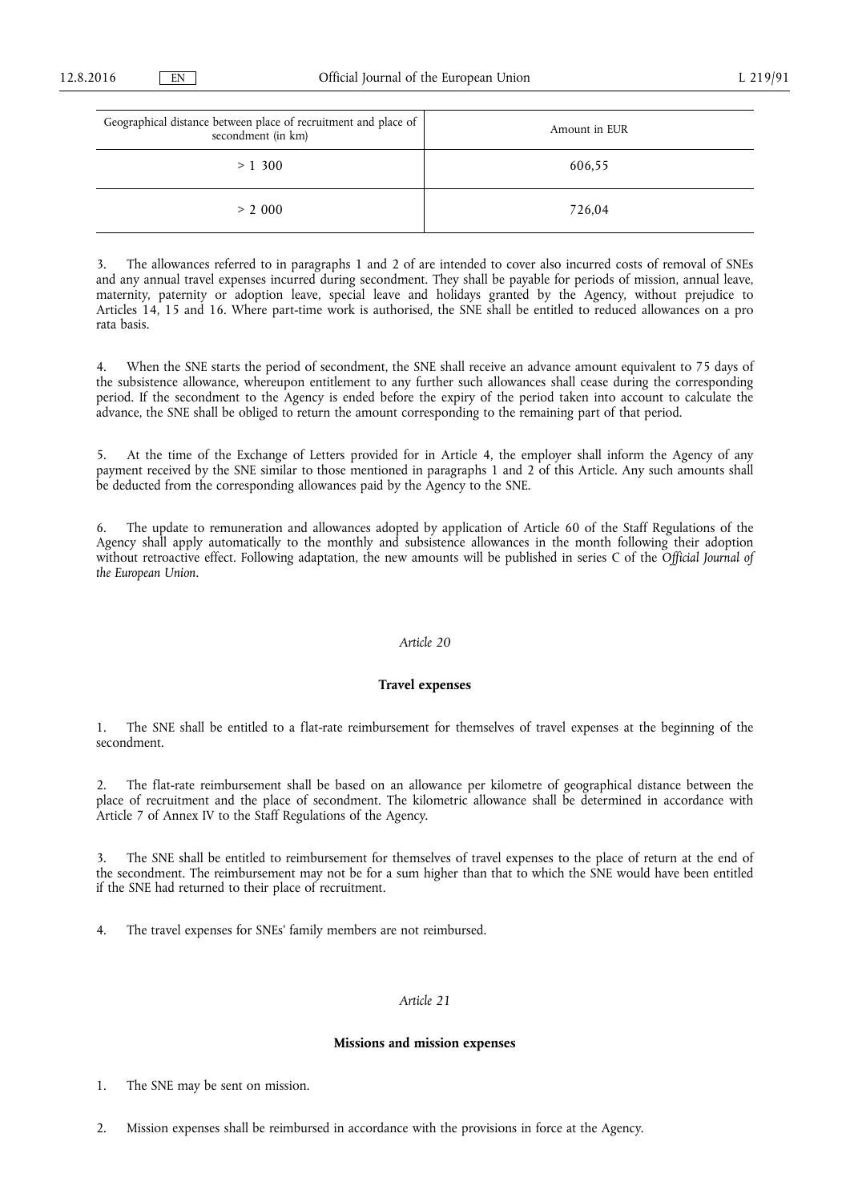| Geographical distance between place of recruitment and place of secondment (in km) | Amount in EUR |
|---|---|
| > 1 300 | 606,55 |
| > 2 000 | 726,04 |

3. The allowances referred to in paragraphs 1 and 2 of are intended to cover also incurred costs of removal of SNEs and any annual travel expenses incurred during secondment. They shall be payable for periods of mission, annual leave, maternity, paternity or adoption leave, special leave and holidays granted by the Agency, without prejudice to Articles 14, 15 and 16. Where part-time work is authorised, the SNE shall be entitled to reduced allowances on a pro rata basis.

4. When the SNE starts the period of secondment, the SNE shall receive an advance amount equivalent to 75 days of the subsistence allowance, whereupon entitlement to any further such allowances shall cease during the corresponding period. If the secondment to the Agency is ended before the expiry of the period taken into account to calculate the advance, the SNE shall be obliged to return the amount corresponding to the remaining part of that period.

5. At the time of the Exchange of Letters provided for in Article 4, the employer shall inform the Agency of any payment received by the SNE similar to those mentioned in paragraphs 1 and 2 of this Article. Any such amounts shall be deducted from the corresponding allowances paid by the Agency to the SNE.

6. The update to remuneration and allowances adopted by application of Article 60 of the Staff Regulations of the Agency shall apply automatically to the monthly and subsistence allowances in the month following their adoption without retroactive effect. Following adaptation, the new amounts will be published in series C of the *Official Journal of the European Union*.

*Article 20*

**Travel expenses**

1. The SNE shall be entitled to a flat-rate reimbursement for themselves of travel expenses at the beginning of the secondment.

2. The flat-rate reimbursement shall be based on an allowance per kilometre of geographical distance between the place of recruitment and the place of secondment. The kilometric allowance shall be determined in accordance with Article 7 of Annex IV to the Staff Regulations of the Agency.

3. The SNE shall be entitled to reimbursement for themselves of travel expenses to the place of return at the end of the secondment. The reimbursement may not be for a sum higher than that to which the SNE would have been entitled if the SNE had returned to their place of recruitment.

4. The travel expenses for SNEs' family members are not reimbursed.

*Article 21*

**Missions and mission expenses**

1. The SNE may be sent on mission.

2. Mission expenses shall be reimbursed in accordance with the provisions in force at the Agency.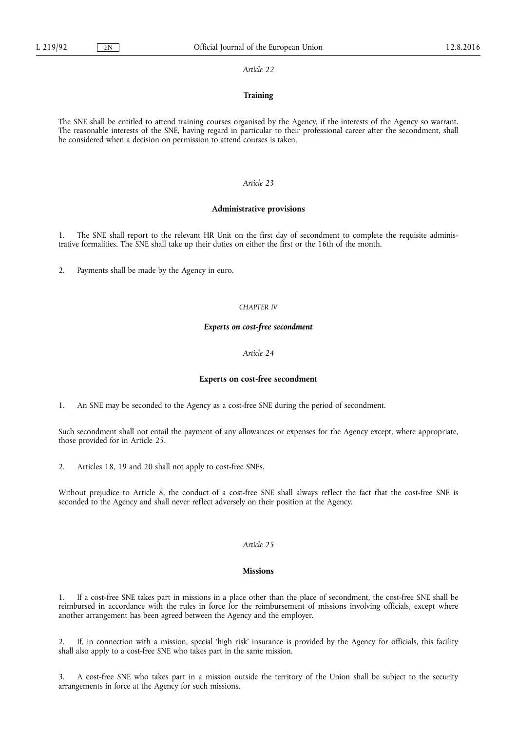*Article 22*

**Training**

The SNE shall be entitled to attend training courses organised by the Agency, if the interests of the Agency so warrant. The reasonable interests of the SNE, having regard in particular to their professional career after the secondment, shall be considered when a decision on permission to attend courses is taken.

*Article 23*

**Administrative provisions**

1. The SNE shall report to the relevant HR Unit on the first day of secondment to complete the requisite administrative formalities. The SNE shall take up their duties on either the first or the 16th of the month.

2. Payments shall be made by the Agency in euro.

CHAPTER IV

***Experts on cost-free secondment***

*Article 24*

**Experts on cost-free secondment**

1. An SNE may be seconded to the Agency as a cost-free SNE during the period of secondment.

Such secondment shall not entail the payment of any allowances or expenses for the Agency except, where appropriate, those provided for in Article 25.

2. Articles 18, 19 and 20 shall not apply to cost-free SNEs.

Without prejudice to Article 8, the conduct of a cost-free SNE shall always reflect the fact that the cost-free SNE is seconded to the Agency and shall never reflect adversely on their position at the Agency.

*Article 25*

**Missions**

1. If a cost-free SNE takes part in missions in a place other than the place of secondment, the cost-free SNE shall be reimbursed in accordance with the rules in force for the reimbursement of missions involving officials, except where another arrangement has been agreed between the Agency and the employer.

2. If, in connection with a mission, special 'high risk' insurance is provided by the Agency for officials, this facility shall also apply to a cost-free SNE who takes part in the same mission.

3. A cost-free SNE who takes part in a mission outside the territory of the Union shall be subject to the security arrangements in force at the Agency for such missions.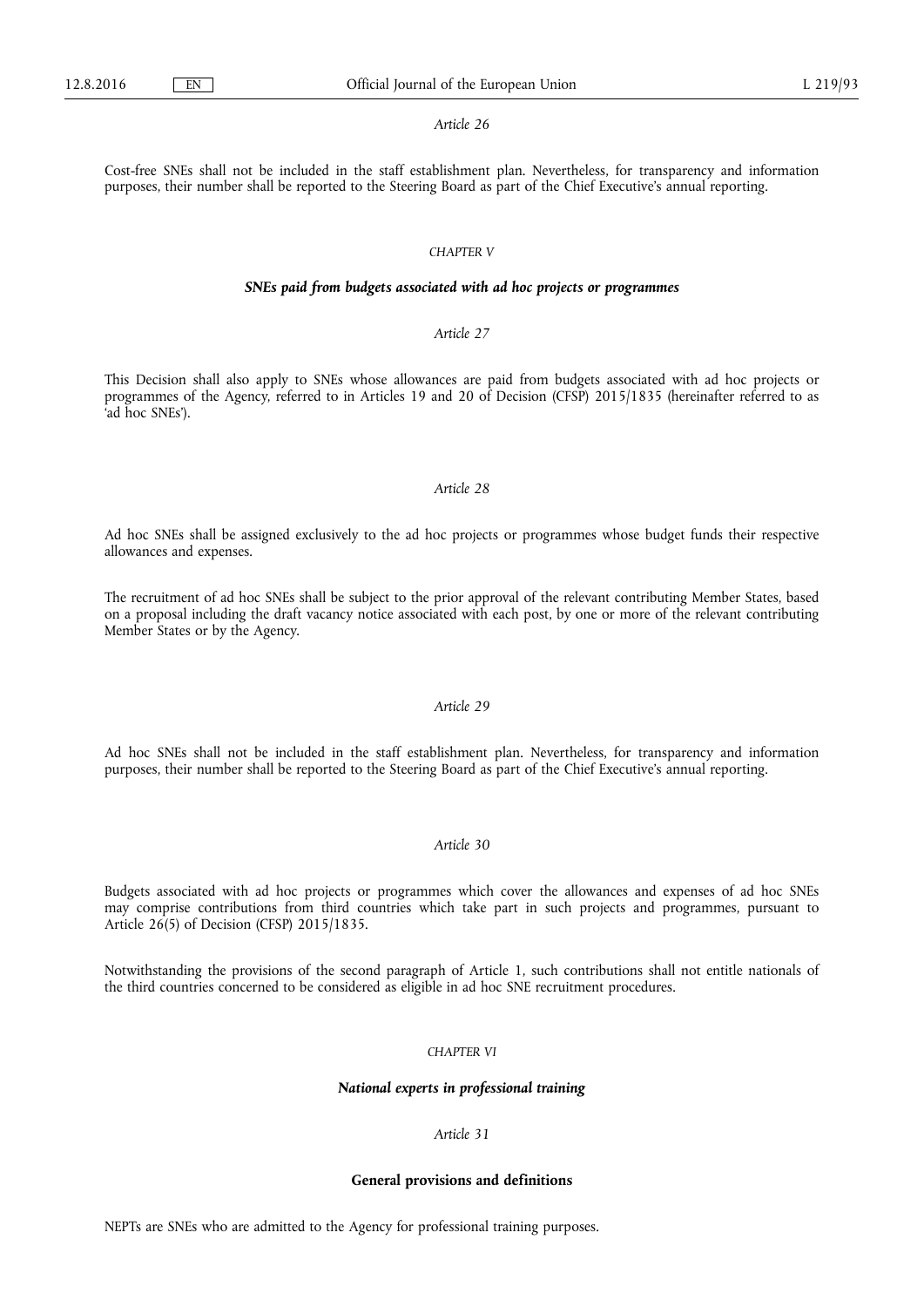*Article 26*

Cost-free SNEs shall not be included in the staff establishment plan. Nevertheless, for transparency and information purposes, their number shall be reported to the Steering Board as part of the Chief Executive's annual reporting.

CHAPTER V

***SNEs paid from budgets associated with ad hoc projects or programmes***

*Article 27*

This Decision shall also apply to SNEs whose allowances are paid from budgets associated with ad hoc projects or programmes of the Agency, referred to in Articles 19 and 20 of Decision (CFSP) 2015/1835 (hereinafter referred to as 'ad hoc SNEs').

*Article 28*

Ad hoc SNEs shall be assigned exclusively to the ad hoc projects or programmes whose budget funds their respective allowances and expenses.

The recruitment of ad hoc SNEs shall be subject to the prior approval of the relevant contributing Member States, based on a proposal including the draft vacancy notice associated with each post, by one or more of the relevant contributing Member States or by the Agency.

*Article 29*

Ad hoc SNEs shall not be included in the staff establishment plan. Nevertheless, for transparency and information purposes, their number shall be reported to the Steering Board as part of the Chief Executive's annual reporting.

*Article 30*

Budgets associated with ad hoc projects or programmes which cover the allowances and expenses of ad hoc SNEs may comprise contributions from third countries which take part in such projects and programmes, pursuant to Article 26(5) of Decision (CFSP) 2015/1835.

Notwithstanding the provisions of the second paragraph of Article 1, such contributions shall not entitle nationals of the third countries concerned to be considered as eligible in ad hoc SNE recruitment procedures.

CHAPTER VI

***National experts in professional training***

*Article 31*

**General provisions and definitions**

NEPTs are SNEs who are admitted to the Agency for professional training purposes.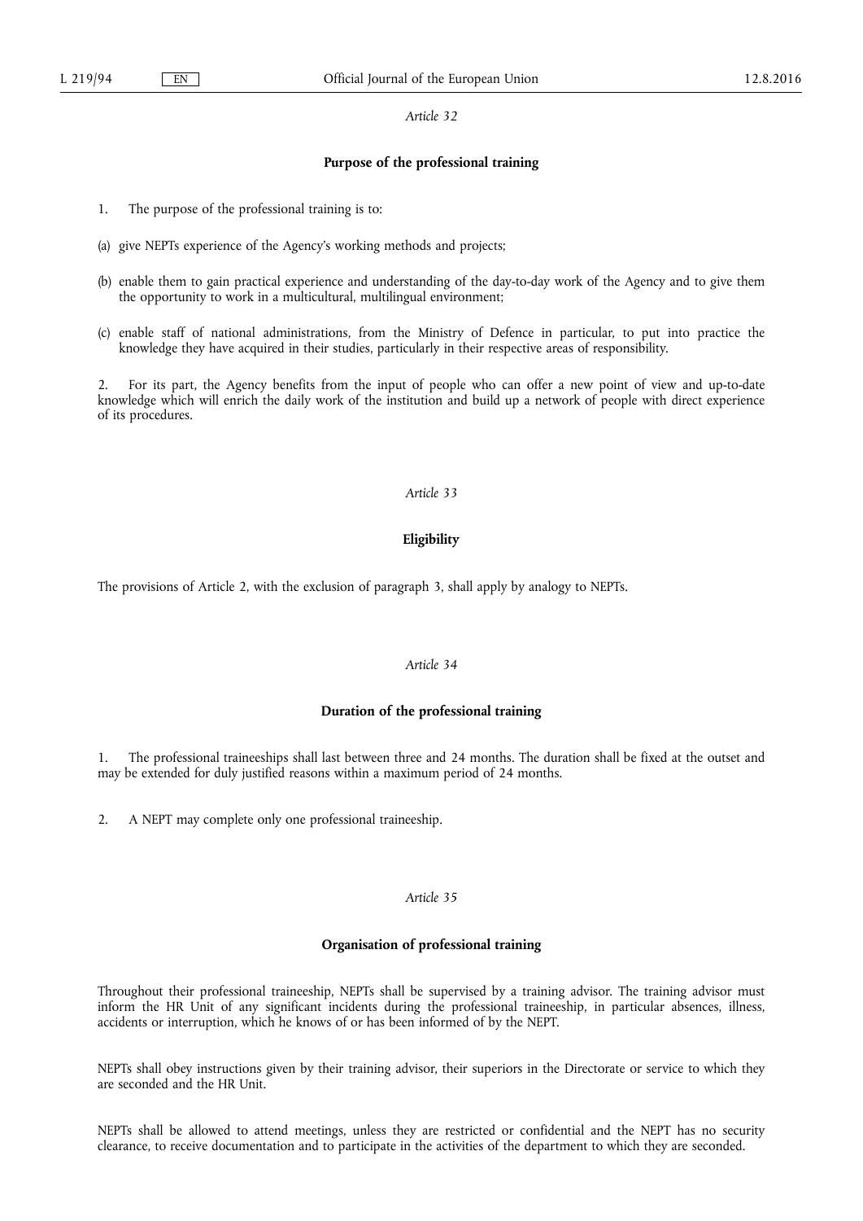*Article 32*

**Purpose of the professional training**

1. The purpose of the professional training is to:

(a) give NEPTs experience of the Agency's working methods and projects;

(b) enable them to gain practical experience and understanding of the day-to-day work of the Agency and to give them the opportunity to work in a multicultural, multilingual environment;

(c) enable staff of national administrations, from the Ministry of Defence in particular, to put into practice the knowledge they have acquired in their studies, particularly in their respective areas of responsibility.

2. For its part, the Agency benefits from the input of people who can offer a new point of view and up-to-date knowledge which will enrich the daily work of the institution and build up a network of people with direct experience of its procedures.

*Article 33*

**Eligibility**

The provisions of Article 2, with the exclusion of paragraph 3, shall apply by analogy to NEPTs.

*Article 34*

**Duration of the professional training**

1. The professional traineeships shall last between three and 24 months. The duration shall be fixed at the outset and may be extended for duly justified reasons within a maximum period of 24 months.

2. A NEPT may complete only one professional traineeship.

*Article 35*

**Organisation of professional training**

Throughout their professional traineeship, NEPTs shall be supervised by a training advisor. The training advisor must inform the HR Unit of any significant incidents during the professional traineeship, in particular absences, illness, accidents or interruption, which he knows of or has been informed of by the NEPT.

NEPTs shall obey instructions given by their training advisor, their superiors in the Directorate or service to which they are seconded and the HR Unit.

NEPTs shall be allowed to attend meetings, unless they are restricted or confidential and the NEPT has no security clearance, to receive documentation and to participate in the activities of the department to which they are seconded.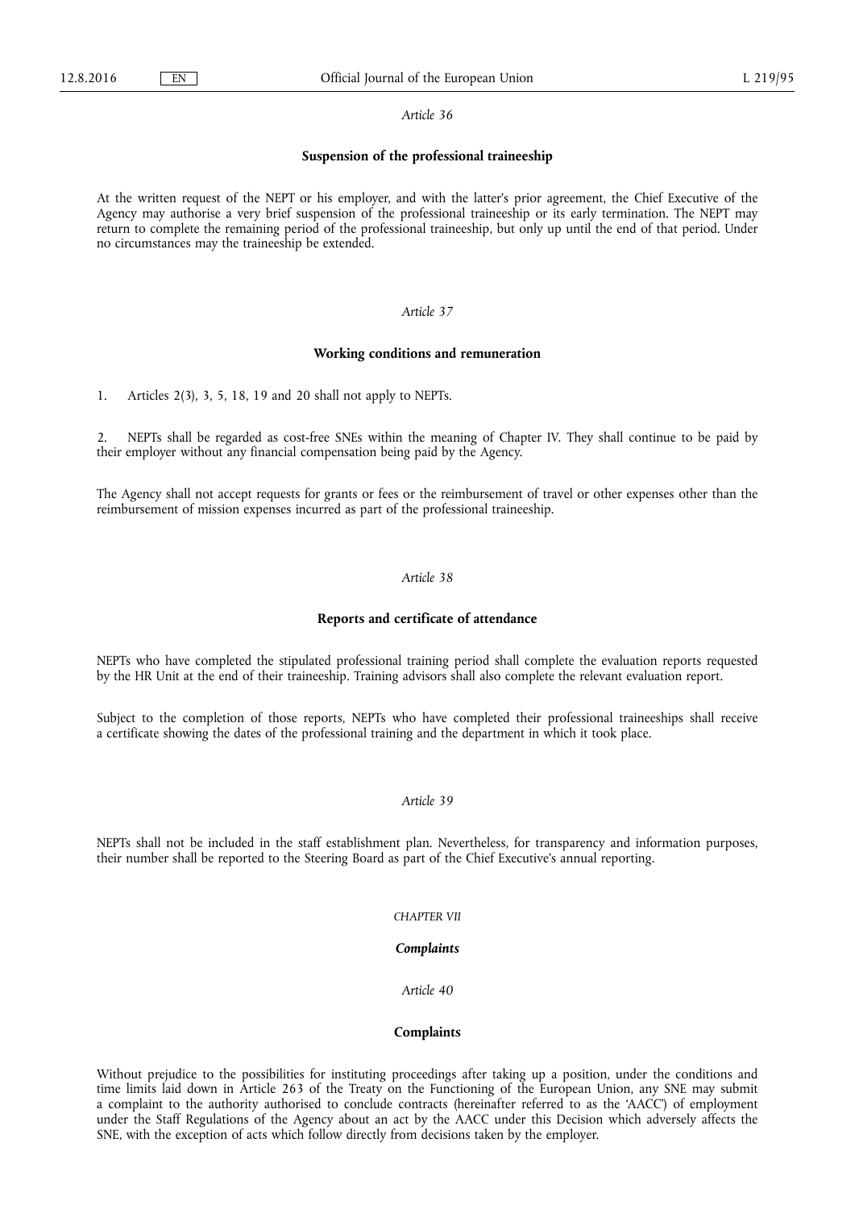*Article 36*

**Suspension of the professional traineeship**

At the written request of the NEPT or his employer, and with the latter's prior agreement, the Chief Executive of the Agency may authorise a very brief suspension of the professional traineeship or its early termination. The NEPT may return to complete the remaining period of the professional traineeship, but only up until the end of that period. Under no circumstances may the traineeship be extended.

*Article 37*

**Working conditions and remuneration**

1. Articles 2(3), 3, 5, 18, 19 and 20 shall not apply to NEPTs.

2. NEPTs shall be regarded as cost-free SNEs within the meaning of Chapter IV. They shall continue to be paid by their employer without any financial compensation being paid by the Agency.

The Agency shall not accept requests for grants or fees or the reimbursement of travel or other expenses other than the reimbursement of mission expenses incurred as part of the professional traineeship.

*Article 38*

**Reports and certificate of attendance**

NEPTs who have completed the stipulated professional training period shall complete the evaluation reports requested by the HR Unit at the end of their traineeship. Training advisors shall also complete the relevant evaluation report.

Subject to the completion of those reports, NEPTs who have completed their professional traineeships shall receive a certificate showing the dates of the professional training and the department in which it took place.

*Article 39*

NEPTs shall not be included in the staff establishment plan. Nevertheless, for transparency and information purposes, their number shall be reported to the Steering Board as part of the Chief Executive's annual reporting.

*CHAPTER VII*

***Complaints***

*Article 40*

**Complaints**

Without prejudice to the possibilities for instituting proceedings after taking up a position, under the conditions and time limits laid down in Article 263 of the Treaty on the Functioning of the European Union, any SNE may submit a complaint to the authority authorised to conclude contracts (hereinafter referred to as the 'AACC') of employment under the Staff Regulations of the Agency about an act by the AACC under this Decision which adversely affects the SNE, with the exception of acts which follow directly from decisions taken by the employer.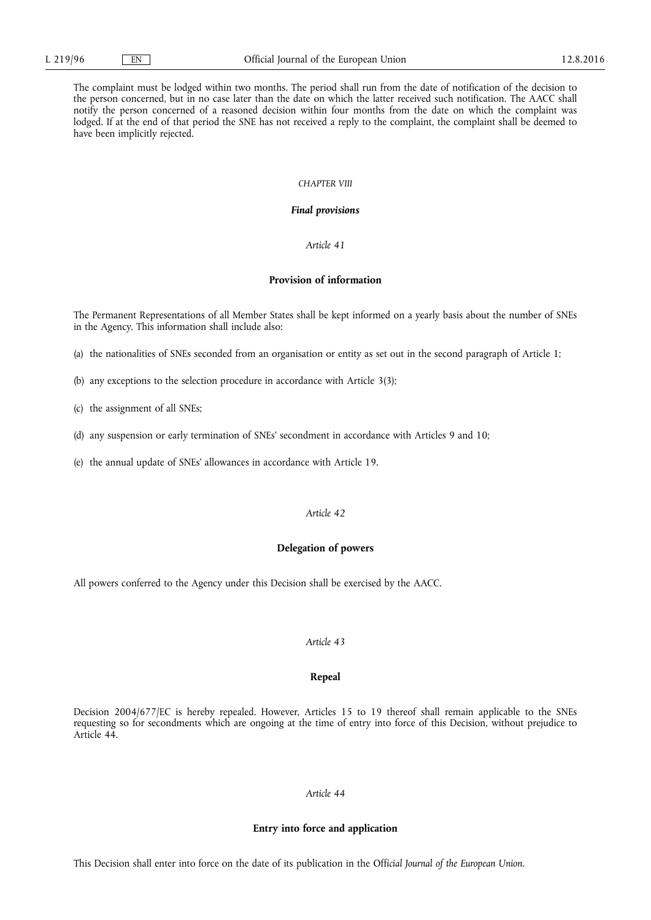The complaint must be lodged within two months. The period shall run from the date of notification of the decision to the person concerned, but in no case later than the date on which the latter received such notification. The AACC shall notify the person concerned of a reasoned decision within four months from the date on which the complaint was lodged. If at the end of that period the SNE has not received a reply to the complaint, the complaint shall be deemed to have been implicitly rejected.

## *CHAPTER VIII*

## ***Final provisions***

### *Article 41*

### **Provision of information**

The Permanent Representations of all Member States shall be kept informed on a yearly basis about the number of SNEs in the Agency. This information shall include also:

(a) the nationalities of SNEs seconded from an organisation or entity as set out in the second paragraph of Article 1;

(b) any exceptions to the selection procedure in accordance with Article 3(3);

(c) the assignment of all SNEs;

(d) any suspension or early termination of SNEs' secondment in accordance with Articles 9 and 10;

(e) the annual update of SNEs' allowances in accordance with Article 19.

### *Article 42*

### **Delegation of powers**

All powers conferred to the Agency under this Decision shall be exercised by the AACC.

### *Article 43*

### **Repeal**

Decision 2004/677/EC is hereby repealed. However, Articles 15 to 19 thereof shall remain applicable to the SNEs requesting so for secondments which are ongoing at the time of entry into force of this Decision, without prejudice to Article 44.

### *Article 44*

### **Entry into force and application**

This Decision shall enter into force on the date of its publication in the *Official Journal of the European Union*.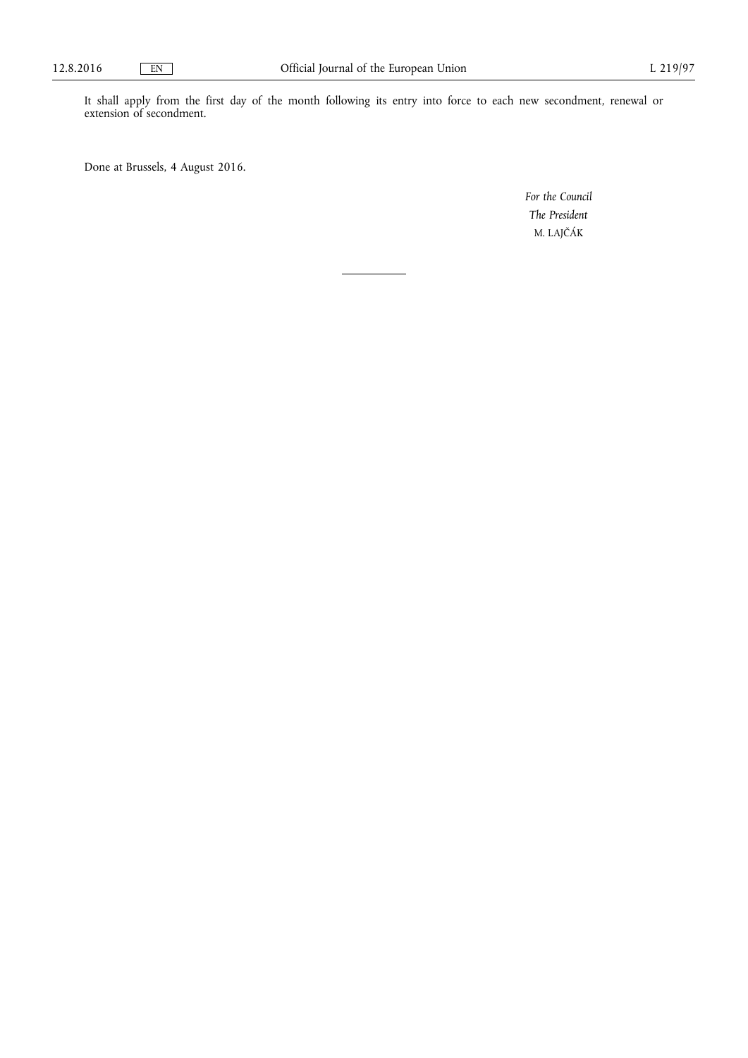It shall apply from the first day of the month following its entry into force to each new secondment, renewal or extension of secondment.

Done at Brussels, 4 August 2016.

*For the Council*

*The President*

M. LAJČÁK